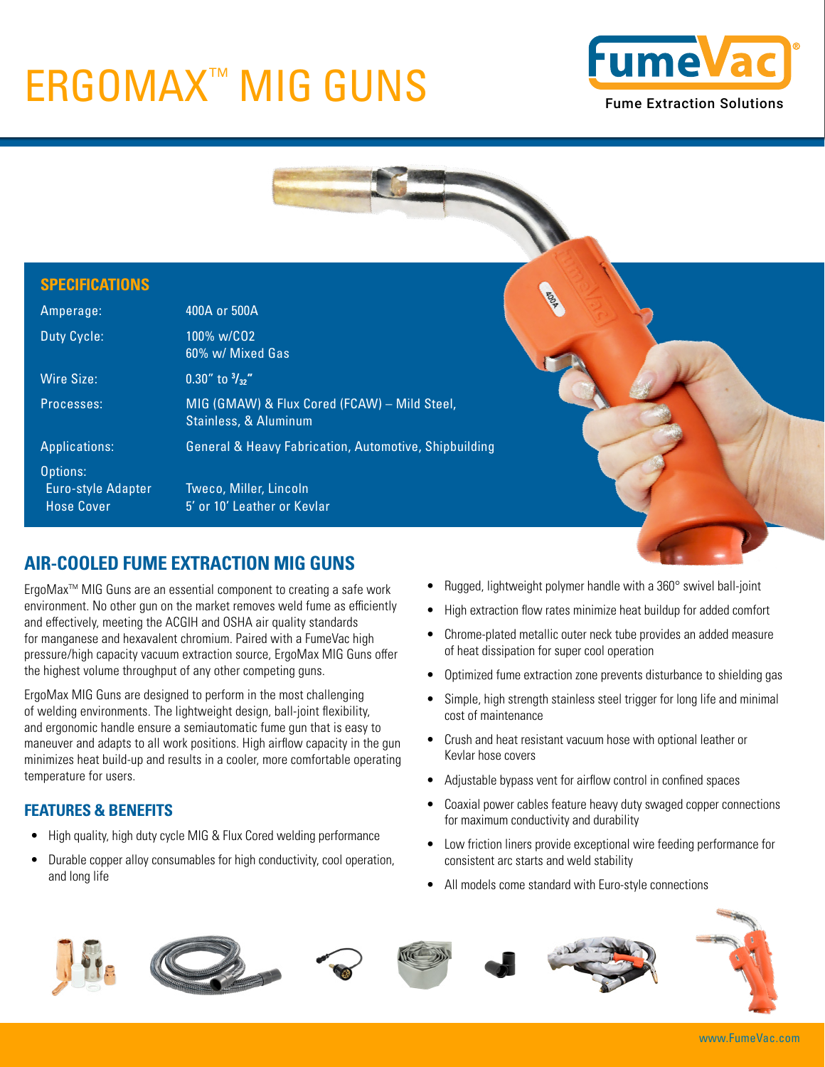# ERGOMAX™ MIG GUNS

FumeVac®
Fume Extraction Solutions

## SPECIFICATIONS

| | |
|---|---|
| Amperage: | 400A or 500A |
| Duty Cycle: | 100% w/CO2<br>60% w/ Mixed Gas |
| Wire Size: | 0.30″ to 3/32″ |
| Processes: | MIG (GMAW) & Flux Cored (FCAW) – Mild Steel, Stainless, & Aluminum |
| Applications: | General & Heavy Fabrication, Automotive, Shipbuilding |
| Options: | |
| Euro-style Adapter | Tweco, Miller, Lincoln |
| Hose Cover | 5′ or 10′ Leather or Kevlar |

## AIR-COOLED FUME EXTRACTION MIG GUNS

ErgoMax™ MIG Guns are an essential component to creating a safe work environment. No other gun on the market removes weld fume as efficiently and effectively, meeting the ACGIH and OSHA air quality standards for manganese and hexavalent chromium. Paired with a FumeVac high pressure/high capacity vacuum extraction source, ErgoMax MIG Guns offer the highest volume throughput of any other competing guns.

ErgoMax MIG Guns are designed to perform in the most challenging of welding environments. The lightweight design, ball-joint flexibility, and ergonomic handle ensure a semiautomatic fume gun that is easy to maneuver and adapts to all work positions. High airflow capacity in the gun minimizes heat build-up and results in a cooler, more comfortable operating temperature for users.

## FEATURES & BENEFITS

- High quality, high duty cycle MIG & Flux Cored welding performance
- Durable copper alloy consumables for high conductivity, cool operation, and long life
- Rugged, lightweight polymer handle with a 360° swivel ball-joint
- High extraction flow rates minimize heat buildup for added comfort
- Chrome-plated metallic outer neck tube provides an added measure of heat dissipation for super cool operation
- Optimized fume extraction zone prevents disturbance to shielding gas
- Simple, high strength stainless steel trigger for long life and minimal cost of maintenance
- Crush and heat resistant vacuum hose with optional leather or Kevlar hose covers
- Adjustable bypass vent for airflow control in confined spaces
- Coaxial power cables feature heavy duty swaged copper connections for maximum conductivity and durability
- Low friction liners provide exceptional wire feeding performance for consistent arc starts and weld stability
- All models come standard with Euro-style connections

www.FumeVac.com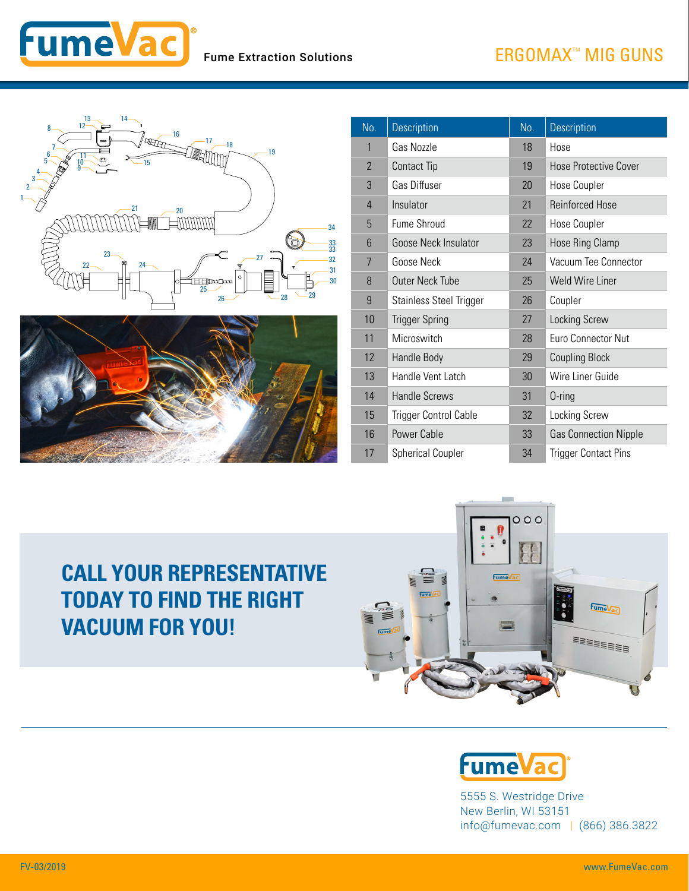# ERGOMAX™ MIG GUNS

Fume Extraction Solutions

| No. | Description | No. | Description |
|---|---|---|---|
| 1 | Gas Nozzle | 18 | Hose |
| 2 | Contact Tip | 19 | Hose Protective Cover |
| 3 | Gas Diffuser | 20 | Hose Coupler |
| 4 | Insulator | 21 | Reinforced Hose |
| 5 | Fume Shroud | 22 | Hose Coupler |
| 6 | Goose Neck Insulator | 23 | Hose Ring Clamp |
| 7 | Goose Neck | 24 | Vacuum Tee Connector |
| 8 | Outer Neck Tube | 25 | Weld Wire Liner |
| 9 | Stainless Steel Trigger | 26 | Coupler |
| 10 | Trigger Spring | 27 | Locking Screw |
| 11 | Microswitch | 28 | Euro Connector Nut |
| 12 | Handle Body | 29 | Coupling Block |
| 13 | Handle Vent Latch | 30 | Wire Liner Guide |
| 14 | Handle Screws | 31 | O-ring |
| 15 | Trigger Control Cable | 32 | Locking Screw |
| 16 | Power Cable | 33 | Gas Connection Nipple |
| 17 | Spherical Coupler | 34 | Trigger Contact Pins |

## CALL YOUR REPRESENTATIVE TODAY TO FIND THE RIGHT VACUUM FOR YOU!

5555 S. Westridge Drive
New Berlin, WI 53151
info@fumevac.com | (866) 386.3822

FV-03/2019

www.FumeVac.com